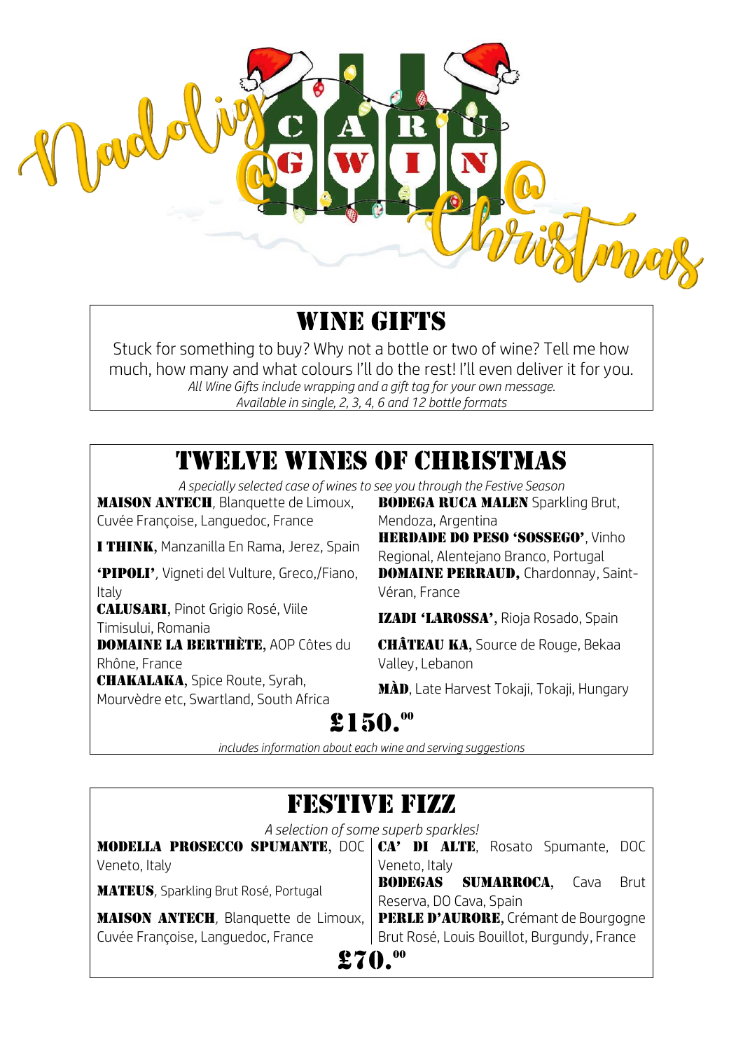# Nadolig @ CARU GWIN @ Christmas

## WINE GIFTS

Stuck for something to buy? Why not a bottle or two of wine? Tell me how much, how many and what colours I'll do the rest! I'll even deliver it for you.

*All Wine Gifts include wrapping and a gift tag for your own message.*
*Available in single, 2, 3, 4, 6 and 12 bottle formats*

## TWELVE WINES OF CHRISTMAS

*A specially selected case of wines to see you through the Festive Season*

**MAISON ANTECH**, Blanquette de Limoux, Cuvée Françoise, Languedoc, France

**I THINK**, Manzanilla En Rama, Jerez, Spain

**'PIPOLI'**, Vigneti del Vulture, Greco,/Fiano, Italy

**CALUSARI**, Pinot Grigio Rosé, Viile Timisului, Romania

**DOMAINE LA BERTHÈTE**, AOP Côtes du Rhône, France

**CHAKALAKA**, Spice Route, Syrah, Mourvèdre etc, Swartland, South Africa

**BODEGA RUCA MALEN** Sparkling Brut, Mendoza, Argentina

**HERDADE DO PESO 'SOSSEGO'**, Vinho Regional, Alentejano Branco, Portugal

**DOMAINE PERRAUD,** Chardonnay, Saint-Véran, France

**IZADI 'LAROSSA',** Rioja Rosado, Spain

**CHÂTEAU KA**, Source de Rouge, Bekaa Valley, Lebanon

**MÀD**, Late Harvest Tokaji, Tokaji, Hungary

**£150.00**

*includes information about each wine and serving suggestions*

## FESTIVE FIZZ

*A selection of some superb sparkles!*

**MODELLA PROSECCO SPUMANTE**, DOC Veneto, Italy

**MATEUS**, Sparkling Brut Rosé, Portugal

**MAISON ANTECH**, Blanquette de Limoux, Cuvée Françoise, Languedoc, France

**CA' DI ALTE**, Rosato Spumante, DOC Veneto, Italy

**BODEGAS SUMARROCA**, Cava Brut Reserva, DO Cava, Spain

**PERLE D'AURORE,** Crémant de Bourgogne Brut Rosé, Louis Bouillot, Burgundy, France

**£70.00**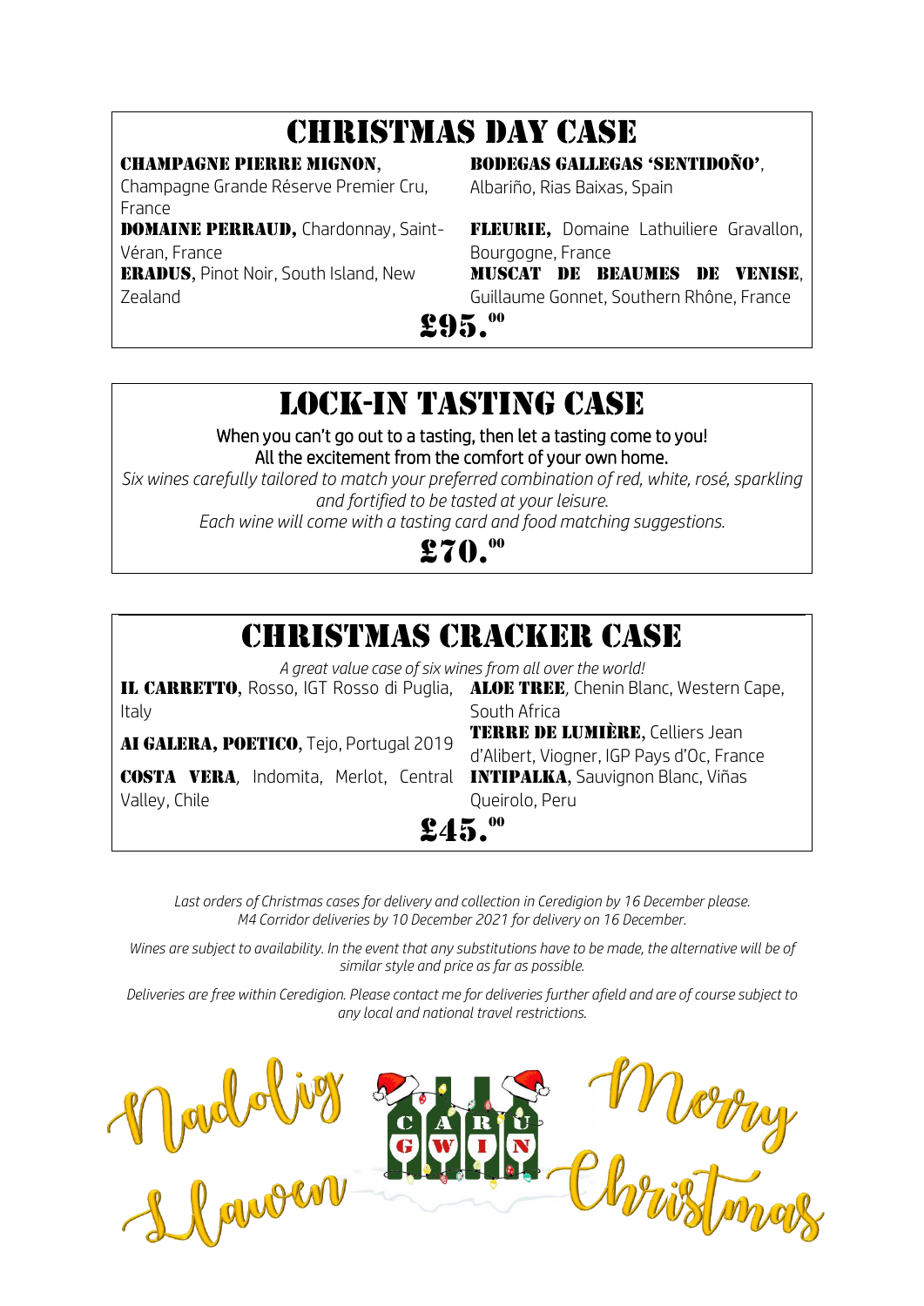## CHRISTMAS DAY CASE

**CHAMPAGNE PIERRE MIGNON**, Champagne Grande Réserve Premier Cru, France

**DOMAINE PERRAUD,** Chardonnay, Saint-Véran, France

**ERADUS**, Pinot Noir, South Island, New Zealand

**BODEGAS GALLEGAS 'SENTIDOÑO'**, Albariño, Rias Baixas, Spain

**FLEURIE,** Domaine Lathuiliere Gravallon, Bourgogne, France

**MUSCAT DE BEAUMES DE VENISE**, Guillaume Gonnet, Southern Rhône, France

**£95.00**

## LOCK-IN TASTING CASE

When you can't go out to a tasting, then let a tasting come to you!
All the excitement from the comfort of your own home.

*Six wines carefully tailored to match your preferred combination of red, white, rosé, sparkling and fortified to be tasted at your leisure.*

*Each wine will come with a tasting card and food matching suggestions.*

**£70.00**

## CHRISTMAS CRACKER CASE

*A great value case of six wines from all over the world!*

**IL CARRETTO**, Rosso, IGT Rosso di Puglia, Italy

**AI GALERA, POETICO**, Tejo, Portugal 2019

**COSTA VERA**, Indomita, Merlot, Central Valley, Chile

**ALOE TREE**, Chenin Blanc, Western Cape, South Africa

**TERRE DE LUMIÈRE**, Celliers Jean d'Alibert, Viogner, IGP Pays d'Oc, France

**INTIPALKA**, Sauvignon Blanc, Viñas Queirolo, Peru

**£45.00**

*Last orders of Christmas cases for delivery and collection in Ceredigion by 16 December please.*
*M4 Corridor deliveries by 10 December 2021 for delivery on 16 December.*

*Wines are subject to availability. In the event that any substitutions have to be made, the alternative will be of similar style and price as far as possible.*

*Deliveries are free within Ceredigion. Please contact me for deliveries further afield and are of course subject to any local and national travel restrictions.*

Nadolig Llawen

CARU GWIN

Merry Christmas